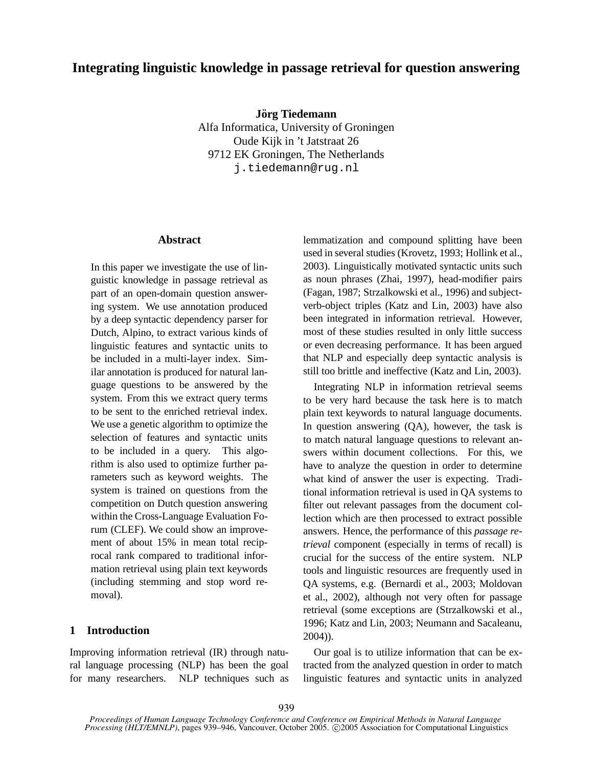# Integrating linguistic knowledge in passage retrieval for question answering

**Jörg Tiedemann**
Alfa Informatica, University of Groningen
Oude Kijk in 't Jatstraat 26
9712 EK Groningen, The Netherlands
j.tiedemann@rug.nl

## Abstract

In this paper we investigate the use of linguistic knowledge in passage retrieval as part of an open-domain question answering system. We use annotation produced by a deep syntactic dependency parser for Dutch, Alpino, to extract various kinds of linguistic features and syntactic units to be included in a multi-layer index. Similar annotation is produced for natural language questions to be answered by the system. From this we extract query terms to be sent to the enriched retrieval index. We use a genetic algorithm to optimize the selection of features and syntactic units to be included in a query. This algorithm is also used to optimize further parameters such as keyword weights. The system is trained on questions from the competition on Dutch question answering within the Cross-Language Evaluation Forum (CLEF). We could show an improvement of about 15% in mean total reciprocal rank compared to traditional information retrieval using plain text keywords (including stemming and stop word removal).

## 1 Introduction

Improving information retrieval (IR) through natural language processing (NLP) has been the goal for many researchers. NLP techniques such as lemmatization and compound splitting have been used in several studies (Krovetz, 1993; Hollink et al., 2003). Linguistically motivated syntactic units such as noun phrases (Zhai, 1997), head-modifier pairs (Fagan, 1987; Strzalkowski et al., 1996) and subject-verb-object triples (Katz and Lin, 2003) have also been integrated in information retrieval. However, most of these studies resulted in only little success or even decreasing performance. It has been argued that NLP and especially deep syntactic analysis is still too brittle and ineffective (Katz and Lin, 2003).

Integrating NLP in information retrieval seems to be very hard because the task here is to match plain text keywords to natural language documents. In question answering (QA), however, the task is to match natural language questions to relevant answers within document collections. For this, we have to analyze the question in order to determine what kind of answer the user is expecting. Traditional information retrieval is used in QA systems to filter out relevant passages from the document collection which are then processed to extract possible answers. Hence, the performance of this *passage retrieval* component (especially in terms of recall) is crucial for the success of the entire system. NLP tools and linguistic resources are frequently used in QA systems, e.g. (Bernardi et al., 2003; Moldovan et al., 2002), although not very often for passage retrieval (some exceptions are (Strzalkowski et al., 1996; Katz and Lin, 2003; Neumann and Sacaleanu, 2004)).

Our goal is to utilize information that can be extracted from the analyzed question in order to match linguistic features and syntactic units in analyzed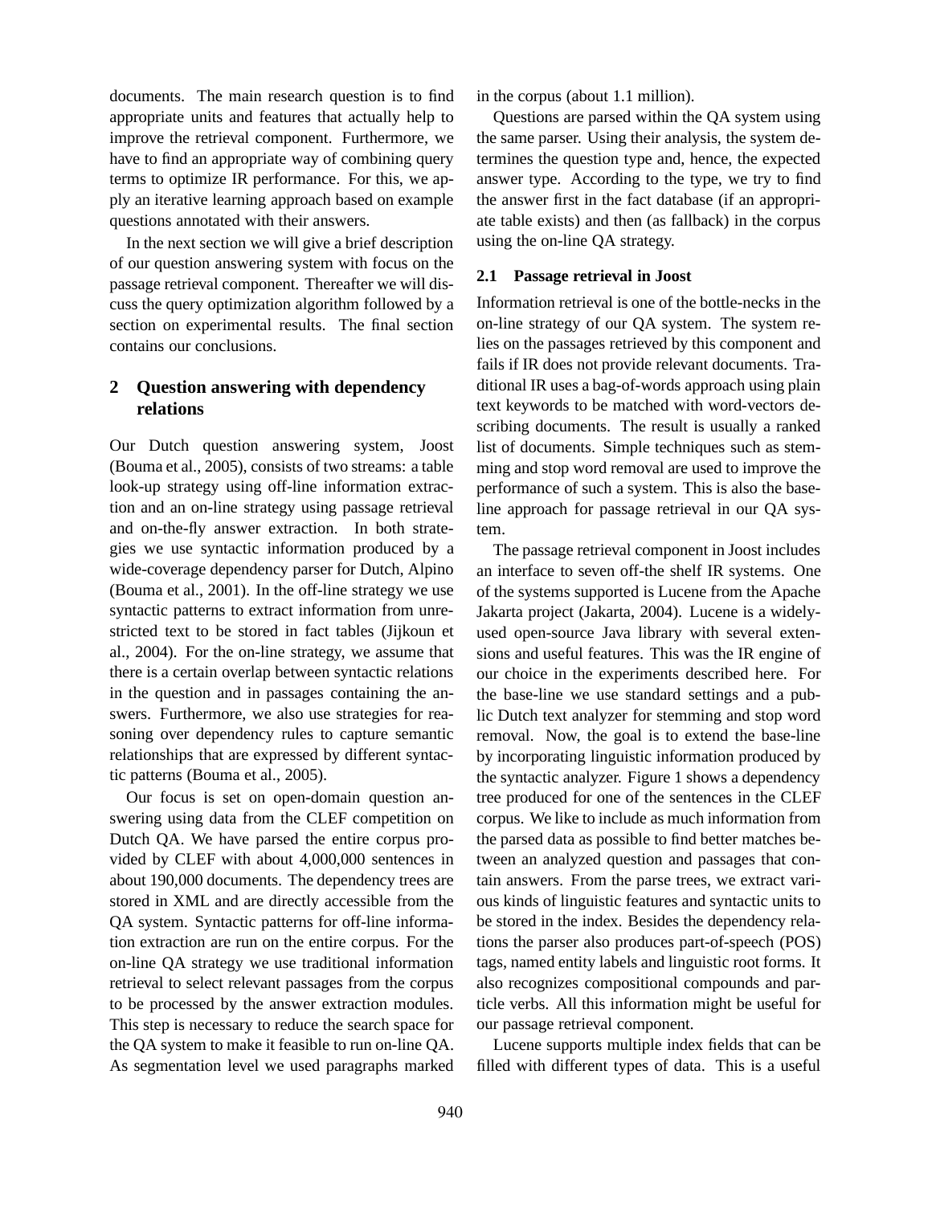documents. The main research question is to find appropriate units and features that actually help to improve the retrieval component. Furthermore, we have to find an appropriate way of combining query terms to optimize IR performance. For this, we apply an iterative learning approach based on example questions annotated with their answers.

In the next section we will give a brief description of our question answering system with focus on the passage retrieval component. Thereafter we will discuss the query optimization algorithm followed by a section on experimental results. The final section contains our conclusions.

## 2 Question answering with dependency relations

Our Dutch question answering system, Joost (Bouma et al., 2005), consists of two streams: a table look-up strategy using off-line information extraction and an on-line strategy using passage retrieval and on-the-fly answer extraction. In both strategies we use syntactic information produced by a wide-coverage dependency parser for Dutch, Alpino (Bouma et al., 2001). In the off-line strategy we use syntactic patterns to extract information from unrestricted text to be stored in fact tables (Jijkoun et al., 2004). For the on-line strategy, we assume that there is a certain overlap between syntactic relations in the question and in passages containing the answers. Furthermore, we also use strategies for reasoning over dependency rules to capture semantic relationships that are expressed by different syntactic patterns (Bouma et al., 2005).

Our focus is set on open-domain question answering using data from the CLEF competition on Dutch QA. We have parsed the entire corpus provided by CLEF with about 4,000,000 sentences in about 190,000 documents. The dependency trees are stored in XML and are directly accessible from the QA system. Syntactic patterns for off-line information extraction are run on the entire corpus. For the on-line QA strategy we use traditional information retrieval to select relevant passages from the corpus to be processed by the answer extraction modules. This step is necessary to reduce the search space for the QA system to make it feasible to run on-line QA. As segmentation level we used paragraphs marked in the corpus (about 1.1 million).

Questions are parsed within the QA system using the same parser. Using their analysis, the system determines the question type and, hence, the expected answer type. According to the type, we try to find the answer first in the fact database (if an appropriate table exists) and then (as fallback) in the corpus using the on-line QA strategy.

### 2.1 Passage retrieval in Joost

Information retrieval is one of the bottle-necks in the on-line strategy of our QA system. The system relies on the passages retrieved by this component and fails if IR does not provide relevant documents. Traditional IR uses a bag-of-words approach using plain text keywords to be matched with word-vectors describing documents. The result is usually a ranked list of documents. Simple techniques such as stemming and stop word removal are used to improve the performance of such a system. This is also the base-line approach for passage retrieval in our QA system.

The passage retrieval component in Joost includes an interface to seven off-the shelf IR systems. One of the systems supported is Lucene from the Apache Jakarta project (Jakarta, 2004). Lucene is a widely-used open-source Java library with several extensions and useful features. This was the IR engine of our choice in the experiments described here. For the base-line we use standard settings and a public Dutch text analyzer for stemming and stop word removal. Now, the goal is to extend the base-line by incorporating linguistic information produced by the syntactic analyzer. Figure 1 shows a dependency tree produced for one of the sentences in the CLEF corpus. We like to include as much information from the parsed data as possible to find better matches between an analyzed question and passages that contain answers. From the parse trees, we extract various kinds of linguistic features and syntactic units to be stored in the index. Besides the dependency relations the parser also produces part-of-speech (POS) tags, named entity labels and linguistic root forms. It also recognizes compositional compounds and particle verbs. All this information might be useful for our passage retrieval component.

Lucene supports multiple index fields that can be filled with different types of data. This is a useful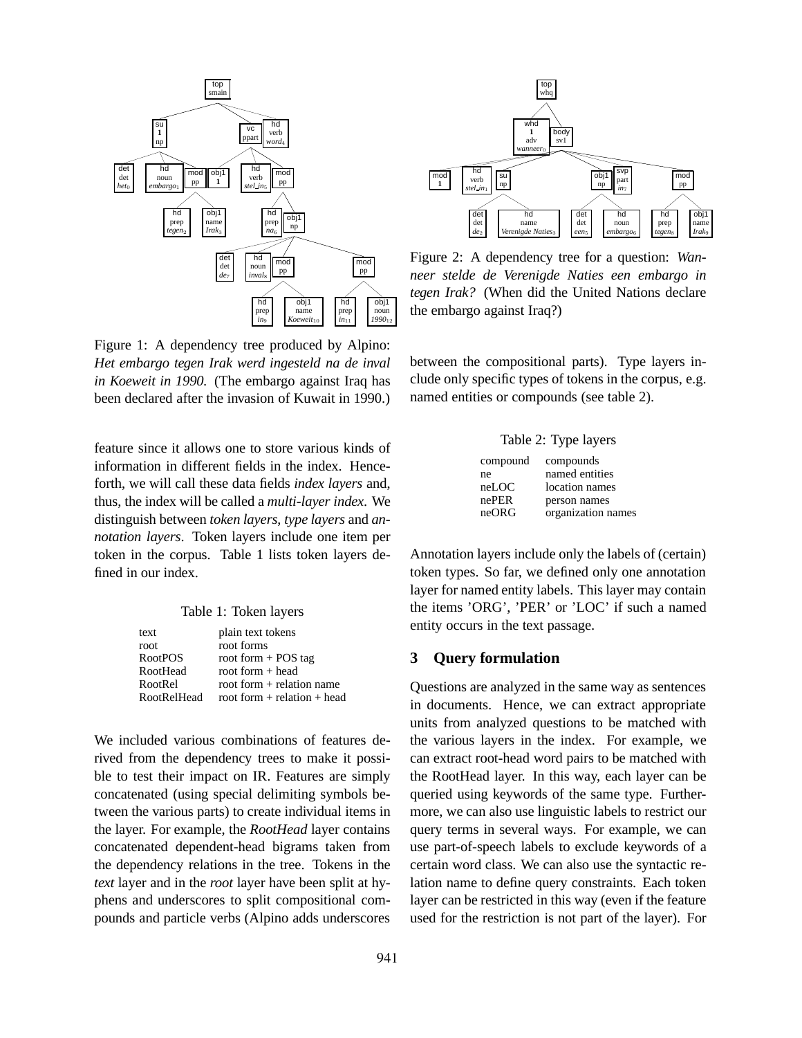Figure 1: A dependency tree produced by Alpino: *Het embargo tegen Irak werd ingesteld na de inval in Koeweit in 1990.* (The embargo against Iraq has been declared after the invasion of Kuwait in 1990.)

Figure 2: A dependency tree for a question: *Wanneer stelde de Verenigde Naties een embargo in tegen Irak?* (When did the United Nations declare the embargo against Iraq?)

feature since it allows one to store various kinds of information in different fields in the index. Henceforth, we will call these data fields *index layers* and, thus, the index will be called a *multi-layer index*. We distinguish between *token layers*, *type layers* and *annotation layers*. Token layers include one item per token in the corpus. Table 1 lists token layers defined in our index.

Table 1: Token layers

| | |
|---|---|
| text | plain text tokens |
| root | root forms |
| RootPOS | root form + POS tag |
| RootHead | root form + head |
| RootRel | root form + relation name |
| RootRelHead | root form + relation + head |

We included various combinations of features derived from the dependency trees to make it possible to test their impact on IR. Features are simply concatenated (using special delimiting symbols between the various parts) to create individual items in the layer. For example, the *RootHead* layer contains concatenated dependent-head bigrams taken from the dependency relations in the tree. Tokens in the *text* layer and in the *root* layer have been split at hyphens and underscores to split compositional compounds and particle verbs (Alpino adds underscores between the compositional parts). Type layers include only specific types of tokens in the corpus, e.g. named entities or compounds (see table 2).

Table 2: Type layers

| | |
|---|---|
| compound | compounds |
| ne | named entities |
| neLOC | location names |
| nePER | person names |
| neORG | organization names |

Annotation layers include only the labels of (certain) token types. So far, we defined only one annotation layer for named entity labels. This layer may contain the items 'ORG', 'PER' or 'LOC' if such a named entity occurs in the text passage.

## 3 Query formulation

Questions are analyzed in the same way as sentences in documents. Hence, we can extract appropriate units from analyzed questions to be matched with the various layers in the index. For example, we can extract root-head word pairs to be matched with the RootHead layer. In this way, each layer can be queried using keywords of the same type. Furthermore, we can also use linguistic labels to restrict our query terms in several ways. For example, we can use part-of-speech labels to exclude keywords of a certain word class. We can also use the syntactic relation name to define query constraints. Each token layer can be restricted in this way (even if the feature used for the restriction is not part of the layer). For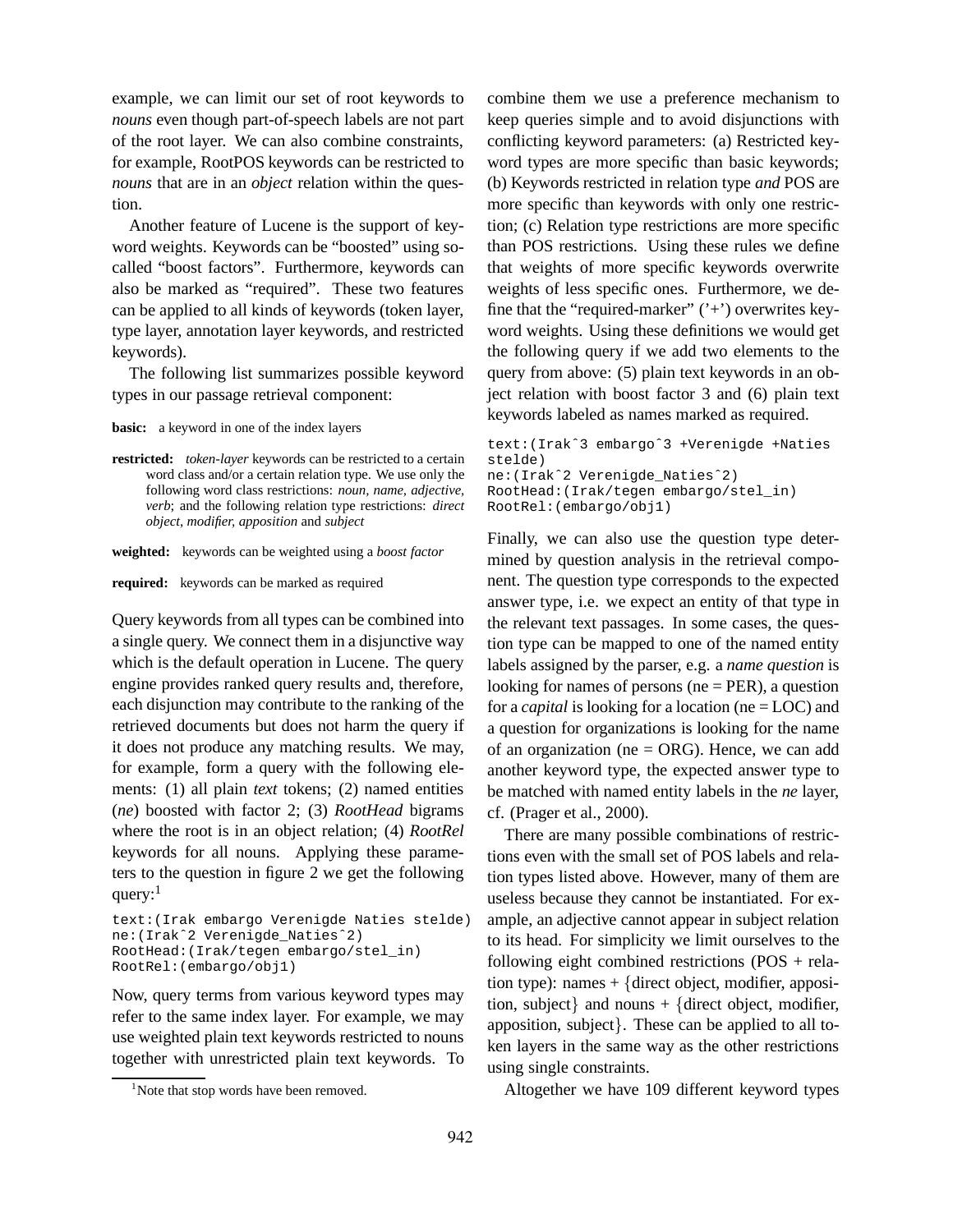example, we can limit our set of root keywords to *nouns* even though part-of-speech labels are not part of the root layer. We can also combine constraints, for example, RootPOS keywords can be restricted to *nouns* that are in an *object* relation within the question.

Another feature of Lucene is the support of keyword weights. Keywords can be "boosted" using so-called "boost factors". Furthermore, keywords can also be marked as "required". These two features can be applied to all kinds of keywords (token layer, type layer, annotation layer keywords, and restricted keywords).

The following list summarizes possible keyword types in our passage retrieval component:

**basic:** a keyword in one of the index layers

**restricted:** *token-layer* keywords can be restricted to a certain word class and/or a certain relation type. We use only the following word class restrictions: *noun, name, adjective, verb*; and the following relation type restrictions: *direct object, modifier, apposition* and *subject*

**weighted:** keywords can be weighted using a *boost factor*

**required:** keywords can be marked as required

Query keywords from all types can be combined into a single query. We connect them in a disjunctive way which is the default operation in Lucene. The query engine provides ranked query results and, therefore, each disjunction may contribute to the ranking of the retrieved documents but does not harm the query if it does not produce any matching results. We may, for example, form a query with the following elements: (1) all plain *text* tokens; (2) named entities (*ne*) boosted with factor 2; (3) *RootHead* bigrams where the root is in an object relation; (4) *RootRel* keywords for all nouns. Applying these parameters to the question in figure 2 we get the following query:[1]

```
text:(Irak embargo Verenigde Naties stelde)
ne:(Irak^2 Verenigde_Naties^2)
RootHead:(Irak/tegen embargo/stel_in)
RootRel:(embargo/obj1)
```

Now, query terms from various keyword types may refer to the same index layer. For example, we may use weighted plain text keywords restricted to nouns together with unrestricted plain text keywords. To combine them we use a preference mechanism to keep queries simple and to avoid disjunctions with conflicting keyword parameters: (a) Restricted keyword types are more specific than basic keywords; (b) Keywords restricted in relation type *and* POS are more specific than keywords with only one restriction; (c) Relation type restrictions are more specific than POS restrictions. Using these rules we define that weights of more specific keywords overwrite weights of less specific ones. Furthermore, we define that the "required-marker" ('+') overwrites keyword weights. Using these definitions we would get the following query if we add two elements to the query from above: (5) plain text keywords in an object relation with boost factor 3 and (6) plain text keywords labeled as names marked as required.

```
text:(Irak^3 embargo^3 +Verenigde +Naties stelde)
ne:(Irak^2 Verenigde_Naties^2)
RootHead:(Irak/tegen embargo/stel_in)
RootRel:(embargo/obj1)
```

Finally, we can also use the question type determined by question analysis in the retrieval component. The question type corresponds to the expected answer type, i.e. we expect an entity of that type in the relevant text passages. In some cases, the question type can be mapped to one of the named entity labels assigned by the parser, e.g. a *name question* is looking for names of persons (ne = PER), a question for a *capital* is looking for a location (ne = LOC) and a question for organizations is looking for the name of an organization (ne = ORG). Hence, we can add another keyword type, the expected answer type to be matched with named entity labels in the *ne* layer, cf. (Prager et al., 2000).

There are many possible combinations of restrictions even with the small set of POS labels and relation types listed above. However, many of them are useless because they cannot be instantiated. For example, an adjective cannot appear in subject relation to its head. For simplicity we limit ourselves to the following eight combined restrictions (POS + relation type): names + {direct object, modifier, apposition, subject} and nouns + {direct object, modifier, apposition, subject}. These can be applied to all token layers in the same way as the other restrictions using single constraints.

Altogether we have 109 different keyword types

[1] Note that stop words have been removed.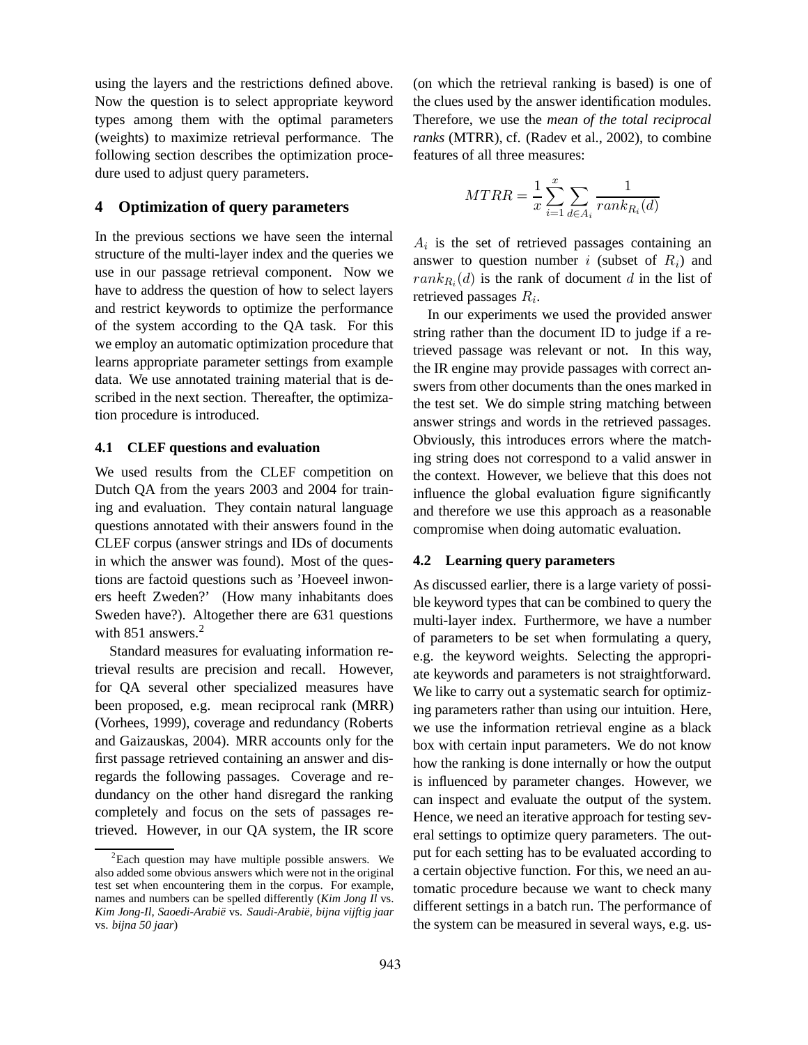using the layers and the restrictions defined above. Now the question is to select appropriate keyword types among them with the optimal parameters (weights) to maximize retrieval performance. The following section describes the optimization procedure used to adjust query parameters.

## 4 Optimization of query parameters

In the previous sections we have seen the internal structure of the multi-layer index and the queries we use in our passage retrieval component. Now we have to address the question of how to select layers and restrict keywords to optimize the performance of the system according to the QA task. For this we employ an automatic optimization procedure that learns appropriate parameter settings from example data. We use annotated training material that is described in the next section. Thereafter, the optimization procedure is introduced.

### 4.1 CLEF questions and evaluation

We used results from the CLEF competition on Dutch QA from the years 2003 and 2004 for training and evaluation. They contain natural language questions annotated with their answers found in the CLEF corpus (answer strings and IDs of documents in which the answer was found). Most of the questions are factoid questions such as 'Hoeveel inwoners heeft Zweden?' (How many inhabitants does Sweden have?). Altogether there are 631 questions with 851 answers.[2]

Standard measures for evaluating information retrieval results are precision and recall. However, for QA several other specialized measures have been proposed, e.g. mean reciprocal rank (MRR) (Vorhees, 1999), coverage and redundancy (Roberts and Gaizauskas, 2004). MRR accounts only for the first passage retrieved containing an answer and disregards the following passages. Coverage and redundancy on the other hand disregard the ranking completely and focus on the sets of passages retrieved. However, in our QA system, the IR score (on which the retrieval ranking is based) is one of the clues used by the answer identification modules. Therefore, we use the *mean of the total reciprocal ranks* (MTRR), cf. (Radev et al., 2002), to combine features of all three measures:

$$MTRR = \frac{1}{x} \sum_{i=1}^{x} \sum_{d \in A_i} \frac{1}{rank_{R_i}(d)}$$

$A_i$ is the set of retrieved passages containing an answer to question number $i$ (subset of $R_i$) and $rank_{R_i}(d)$ is the rank of document $d$ in the list of retrieved passages $R_i$.

In our experiments we used the provided answer string rather than the document ID to judge if a retrieved passage was relevant or not. In this way, the IR engine may provide passages with correct answers from other documents than the ones marked in the test set. We do simple string matching between answer strings and words in the retrieved passages. Obviously, this introduces errors where the matching string does not correspond to a valid answer in the context. However, we believe that this does not influence the global evaluation figure significantly and therefore we use this approach as a reasonable compromise when doing automatic evaluation.

### 4.2 Learning query parameters

As discussed earlier, there is a large variety of possible keyword types that can be combined to query the multi-layer index. Furthermore, we have a number of parameters to be set when formulating a query, e.g. the keyword weights. Selecting the appropriate keywords and parameters is not straightforward. We like to carry out a systematic search for optimizing parameters rather than using our intuition. Here, we use the information retrieval engine as a black box with certain input parameters. We do not know how the ranking is done internally or how the output is influenced by parameter changes. However, we can inspect and evaluate the output of the system. Hence, we need an iterative approach for testing several settings to optimize query parameters. The output for each setting has to be evaluated according to a certain objective function. For this, we need an automatic procedure because we want to check many different settings in a batch run. The performance of the system can be measured in several ways, e.g. us-

[2] Each question may have multiple possible answers. We also added some obvious answers which were not in the original test set when encountering them in the corpus. For example, names and numbers can be spelled differently (*Kim Jong Il* vs. *Kim Jong-Il*, *Saoedi-Arabië* vs. *Saudi-Arabië*, *bijna vijftig jaar* vs. *bijna 50 jaar*)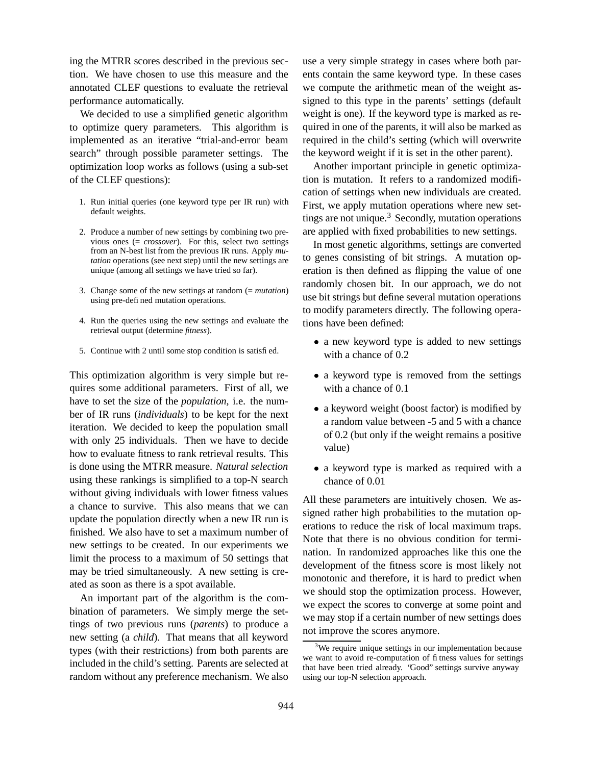ing the MTRR scores described in the previous section. We have chosen to use this measure and the annotated CLEF questions to evaluate the retrieval performance automatically.

We decided to use a simplified genetic algorithm to optimize query parameters. This algorithm is implemented as an iterative "trial-and-error beam search" through possible parameter settings. The optimization loop works as follows (using a sub-set of the CLEF questions):

1. Run initial queries (one keyword type per IR run) with default weights.
2. Produce a number of new settings by combining two previous ones (= *crossover*). For this, select two settings from an N-best list from the previous IR runs. Apply *mutation* operations (see next step) until the new settings are unique (among all settings we have tried so far).
3. Change some of the new settings at random (= *mutation*) using pre-defined mutation operations.
4. Run the queries using the new settings and evaluate the retrieval output (determine *fitness*).
5. Continue with 2 until some stop condition is satisfied.

This optimization algorithm is very simple but requires some additional parameters. First of all, we have to set the size of the *population*, i.e. the number of IR runs (*individuals*) to be kept for the next iteration. We decided to keep the population small with only 25 individuals. Then we have to decide how to evaluate fitness to rank retrieval results. This is done using the MTRR measure. *Natural selection* using these rankings is simplified to a top-N search without giving individuals with lower fitness values a chance to survive. This also means that we can update the population directly when a new IR run is finished. We also have to set a maximum number of new settings to be created. In our experiments we limit the process to a maximum of 50 settings that may be tried simultaneously. A new setting is created as soon as there is a spot available.

An important part of the algorithm is the combination of parameters. We simply merge the settings of two previous runs (*parents*) to produce a new setting (a *child*). That means that all keyword types (with their restrictions) from both parents are included in the child's setting. Parents are selected at random without any preference mechanism. We also use a very simple strategy in cases where both parents contain the same keyword type. In these cases we compute the arithmetic mean of the weight assigned to this type in the parents' settings (default weight is one). If the keyword type is marked as required in one of the parents, it will also be marked as required in the child's setting (which will overwrite the keyword weight if it is set in the other parent).

Another important principle in genetic optimization is mutation. It refers to a randomized modification of settings when new individuals are created. First, we apply mutation operations where new settings are not unique.[3] Secondly, mutation operations are applied with fixed probabilities to new settings.

In most genetic algorithms, settings are converted to genes consisting of bit strings. A mutation operation is then defined as flipping the value of one randomly chosen bit. In our approach, we do not use bit strings but define several mutation operations to modify parameters directly. The following operations have been defined:

- a new keyword type is added to new settings with a chance of 0.2
- a keyword type is removed from the settings with a chance of 0.1
- a keyword weight (boost factor) is modified by a random value between -5 and 5 with a chance of 0.2 (but only if the weight remains a positive value)
- a keyword type is marked as required with a chance of 0.01

All these parameters are intuitively chosen. We assigned rather high probabilities to the mutation operations to reduce the risk of local maximum traps. Note that there is no obvious condition for termination. In randomized approaches like this one the development of the fitness score is most likely not monotonic and therefore, it is hard to predict when we should stop the optimization process. However, we expect the scores to converge at some point and we may stop if a certain number of new settings does not improve the scores anymore.

[3] We require unique settings in our implementation because we want to avoid re-computation of fitness values for settings that have been tried already. "Good" settings survive anyway using our top-N selection approach.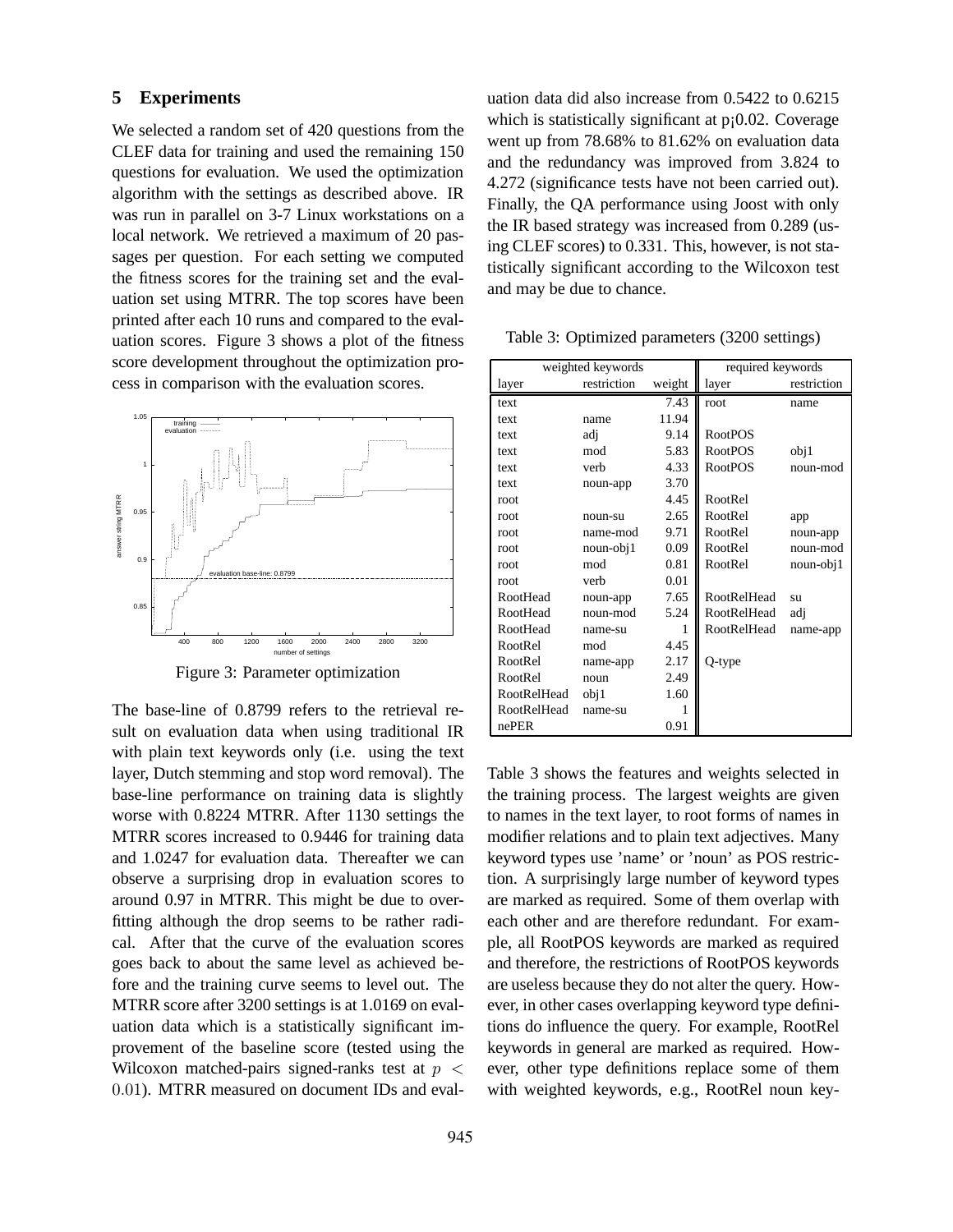## 5 Experiments

We selected a random set of 420 questions from the CLEF data for training and used the remaining 150 questions for evaluation. We used the optimization algorithm with the settings as described above. IR was run in parallel on 3-7 Linux workstations on a local network. We retrieved a maximum of 20 passages per question. For each setting we computed the fitness scores for the training set and the evaluation set using MTRR. The top scores have been printed after each 10 runs and compared to the evaluation scores. Figure 3 shows a plot of the fitness score development throughout the optimization process in comparison with the evaluation scores.

Figure 3: Parameter optimization

The base-line of 0.8799 refers to the retrieval result on evaluation data when using traditional IR with plain text keywords only (i.e. using the text layer, Dutch stemming and stop word removal). The base-line performance on training data is slightly worse with 0.8224 MTRR. After 1130 settings the MTRR scores increased to 0.9446 for training data and 1.0247 for evaluation data. Thereafter we can observe a surprising drop in evaluation scores to around 0.97 in MTRR. This might be due to overfitting although the drop seems to be rather radical. After that the curve of the evaluation scores goes back to about the same level as achieved before and the training curve seems to level out. The MTRR score after 3200 settings is at 1.0169 on evaluation data which is a statistically significant improvement of the baseline score (tested using the Wilcoxon matched-pairs signed-ranks test at $p < 0.01$). MTRR measured on document IDs and evaluation data did also increase from 0.5422 to 0.6215 which is statistically significant at p¡0.02. Coverage went up from 78.68% to 81.62% on evaluation data and the redundancy was improved from 3.824 to 4.272 (significance tests have not been carried out). Finally, the QA performance using Joost with only the IR based strategy was increased from 0.289 (using CLEF scores) to 0.331. This, however, is not statistically significant according to the Wilcoxon test and may be due to chance.

Table 3: Optimized parameters (3200 settings)

| weighted keywords | | | required keywords | |
|---|---|---|---|---|
| layer | restriction | weight | layer | restriction |
| text | | 7.43 | root | name |
| text | name | 11.94 | | |
| text | adj | 9.14 | RootPOS | |
| text | mod | 5.83 | RootPOS | obj1 |
| text | verb | 4.33 | RootPOS | noun-mod |
| text | noun-app | 3.70 | | |
| root | | 4.45 | RootRel | |
| root | noun-su | 2.65 | RootRel | app |
| root | name-mod | 9.71 | RootRel | noun-app |
| root | noun-obj1 | 0.09 | RootRel | noun-mod |
| root | mod | 0.81 | RootRel | noun-obj1 |
| root | verb | 0.01 | | |
| RootHead | noun-app | 7.65 | RootRelHead | su |
| RootHead | noun-mod | 5.24 | RootRelHead | adj |
| RootHead | name-su | 1 | RootRelHead | name-app |
| RootRel | mod | 4.45 | | |
| RootRel | name-app | 2.17 | Q-type | |
| RootRel | noun | 2.49 | | |
| RootRelHead | obj1 | 1.60 | | |
| RootRelHead | name-su | 1 | | |
| nePER | | 0.91 | | |

Table 3 shows the features and weights selected in the training process. The largest weights are given to names in the text layer, to root forms of names in modifier relations and to plain text adjectives. Many keyword types use 'name' or 'noun' as POS restriction. A surprisingly large number of keyword types are marked as required. Some of them overlap with each other and are therefore redundant. For example, all RootPOS keywords are marked as required and therefore, the restrictions of RootPOS keywords are useless because they do not alter the query. However, in other cases overlapping keyword type definitions do influence the query. For example, RootRel keywords in general are marked as required. However, other type definitions replace some of them with weighted keywords, e.g., RootRel noun key-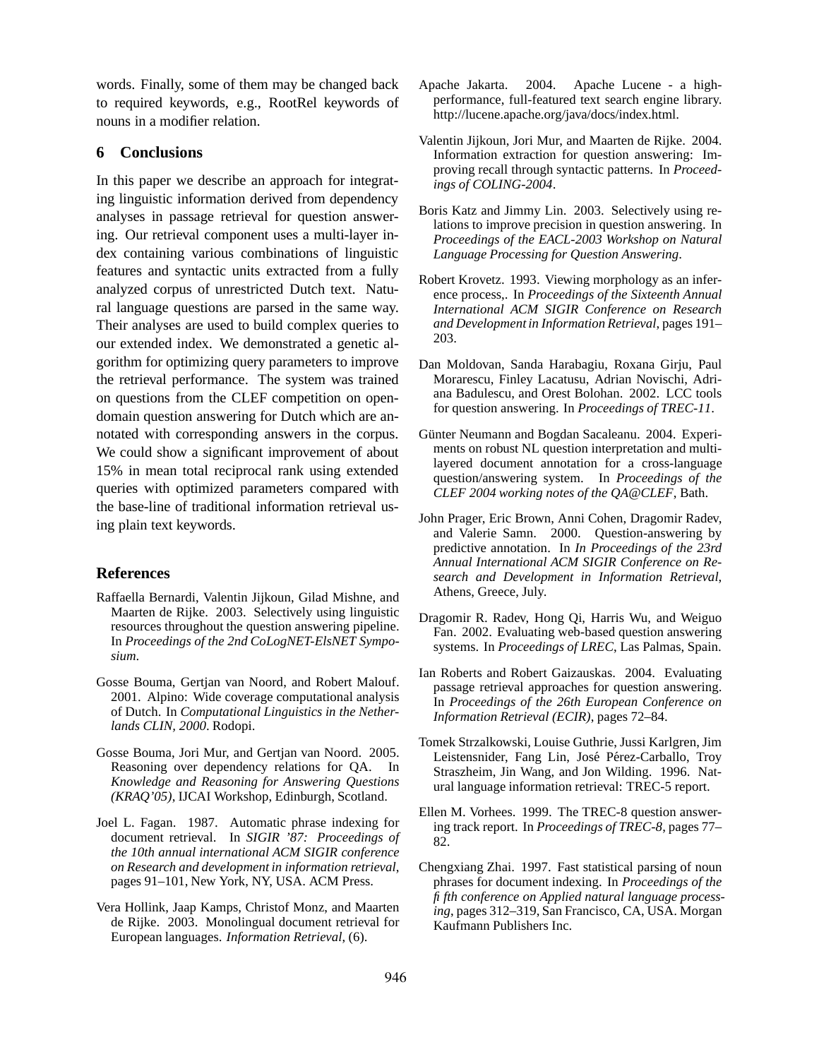words. Finally, some of them may be changed back to required keywords, e.g., RootRel keywords of nouns in a modifier relation.

## 6 Conclusions

In this paper we describe an approach for integrating linguistic information derived from dependency analyses in passage retrieval for question answering. Our retrieval component uses a multi-layer index containing various combinations of linguistic features and syntactic units extracted from a fully analyzed corpus of unrestricted Dutch text. Natural language questions are parsed in the same way. Their analyses are used to build complex queries to our extended index. We demonstrated a genetic algorithm for optimizing query parameters to improve the retrieval performance. The system was trained on questions from the CLEF competition on open-domain question answering for Dutch which are annotated with corresponding answers in the corpus. We could show a significant improvement of about 15% in mean total reciprocal rank using extended queries with optimized parameters compared with the base-line of traditional information retrieval using plain text keywords.

## References

Raffaella Bernardi, Valentin Jijkoun, Gilad Mishne, and Maarten de Rijke. 2003. Selectively using linguistic resources throughout the question answering pipeline. In *Proceedings of the 2nd CoLogNET-ElsNET Symposium*.

Gosse Bouma, Gertjan van Noord, and Robert Malouf. 2001. Alpino: Wide coverage computational analysis of Dutch. In *Computational Linguistics in the Netherlands CLIN, 2000*. Rodopi.

Gosse Bouma, Jori Mur, and Gertjan van Noord. 2005. Reasoning over dependency relations for QA. In *Knowledge and Reasoning for Answering Questions (KRAQ'05)*, IJCAI Workshop, Edinburgh, Scotland.

Joel L. Fagan. 1987. Automatic phrase indexing for document retrieval. In *SIGIR '87: Proceedings of the 10th annual international ACM SIGIR conference on Research and development in information retrieval*, pages 91–101, New York, NY, USA. ACM Press.

Vera Hollink, Jaap Kamps, Christof Monz, and Maarten de Rijke. 2003. Monolingual document retrieval for European languages. *Information Retrieval*, (6).

Apache Jakarta. 2004. Apache Lucene - a high-performance, full-featured text search engine library. http://lucene.apache.org/java/docs/index.html.

Valentin Jijkoun, Jori Mur, and Maarten de Rijke. 2004. Information extraction for question answering: Improving recall through syntactic patterns. In *Proceedings of COLING-2004*.

Boris Katz and Jimmy Lin. 2003. Selectively using relations to improve precision in question answering. In *Proceedings of the EACL-2003 Workshop on Natural Language Processing for Question Answering*.

Robert Krovetz. 1993. Viewing morphology as an inference process,. In *Proceedings of the Sixteenth Annual International ACM SIGIR Conference on Research and Development in Information Retrieval*, pages 191–203.

Dan Moldovan, Sanda Harabagiu, Roxana Girju, Paul Morarescu, Finley Lacatusu, Adrian Novischi, Adriana Badulescu, and Orest Bolohan. 2002. LCC tools for question answering. In *Proceedings of TREC-11*.

Günter Neumann and Bogdan Sacaleanu. 2004. Experiments on robust NL question interpretation and multi-layered document annotation for a cross-language question/answering system. In *Proceedings of the CLEF 2004 working notes of the QA@CLEF*, Bath.

John Prager, Eric Brown, Anni Cohen, Dragomir Radev, and Valerie Samn. 2000. Question-answering by predictive annotation. In *In Proceedings of the 23rd Annual International ACM SIGIR Conference on Research and Development in Information Retrieval*, Athens, Greece, July.

Dragomir R. Radev, Hong Qi, Harris Wu, and Weiguo Fan. 2002. Evaluating web-based question answering systems. In *Proceedings of LREC*, Las Palmas, Spain.

Ian Roberts and Robert Gaizauskas. 2004. Evaluating passage retrieval approaches for question answering. In *Proceedings of the 26th European Conference on Information Retrieval (ECIR)*, pages 72–84.

Tomek Strzalkowski, Louise Guthrie, Jussi Karlgren, Jim Leistensnider, Fang Lin, José Pérez-Carballo, Troy Straszheim, Jin Wang, and Jon Wilding. 1996. Natural language information retrieval: TREC-5 report.

Ellen M. Vorhees. 1999. The TREC-8 question answering track report. In *Proceedings of TREC-8*, pages 77–82.

Chengxiang Zhai. 1997. Fast statistical parsing of noun phrases for document indexing. In *Proceedings of the fi fth conference on Applied natural language processing*, pages 312–319, San Francisco, CA, USA. Morgan Kaufmann Publishers Inc.